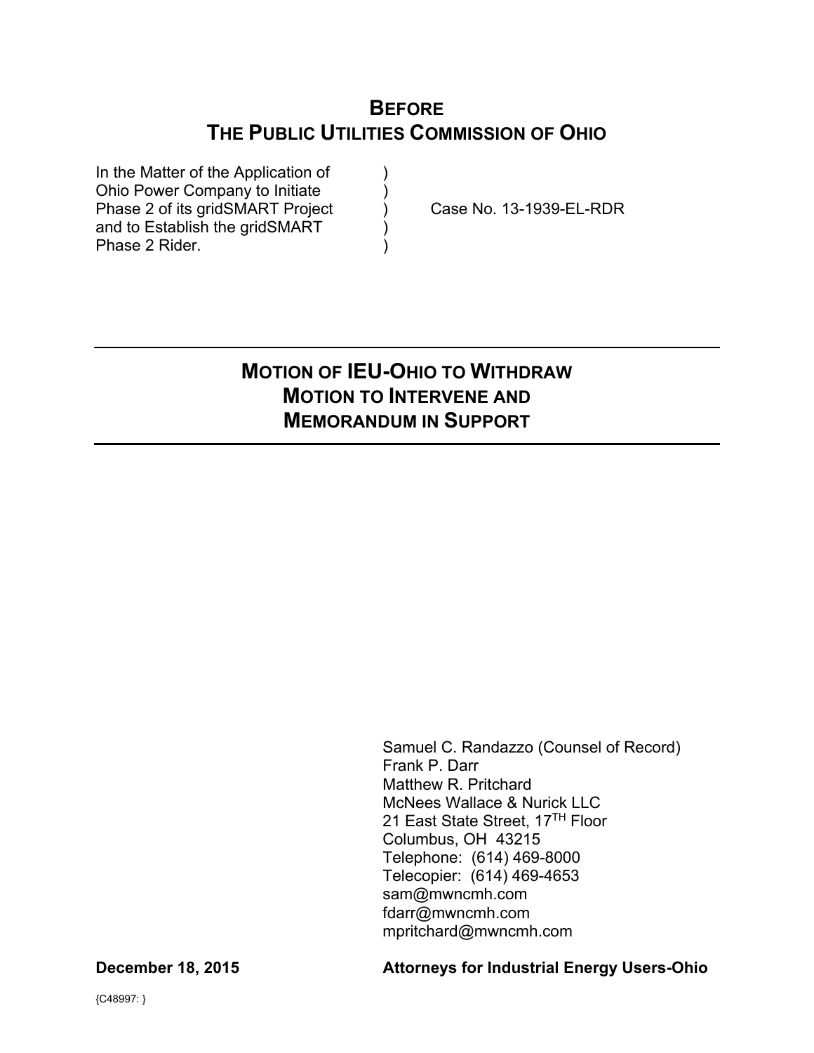# BEFORE
# THE PUBLIC UTILITIES COMMISSION OF OHIO

| | | |
|---|---|---|
| In the Matter of the Application of Ohio Power Company to Initiate Phase 2 of its gridSMART Project and to Establish the gridSMART Phase 2 Rider. | ) | Case No. 13-1939-EL-RDR |

---

## MOTION OF IEU-OHIO TO WITHDRAW MOTION TO INTERVENE AND MEMORANDUM IN SUPPORT

---

Samuel C. Randazzo (Counsel of Record)
Frank P. Darr
Matthew R. Pritchard
McNees Wallace & Nurick LLC
21 East State Street, 17TH Floor
Columbus, OH 43215
Telephone: (614) 469-8000
Telecopier: (614) 469-4653
sam@mwncmh.com
fdarr@mwncmh.com
mpritchard@mwncmh.com

**December 18, 2015** **Attorneys for Industrial Energy Users-Ohio**

{C48997: }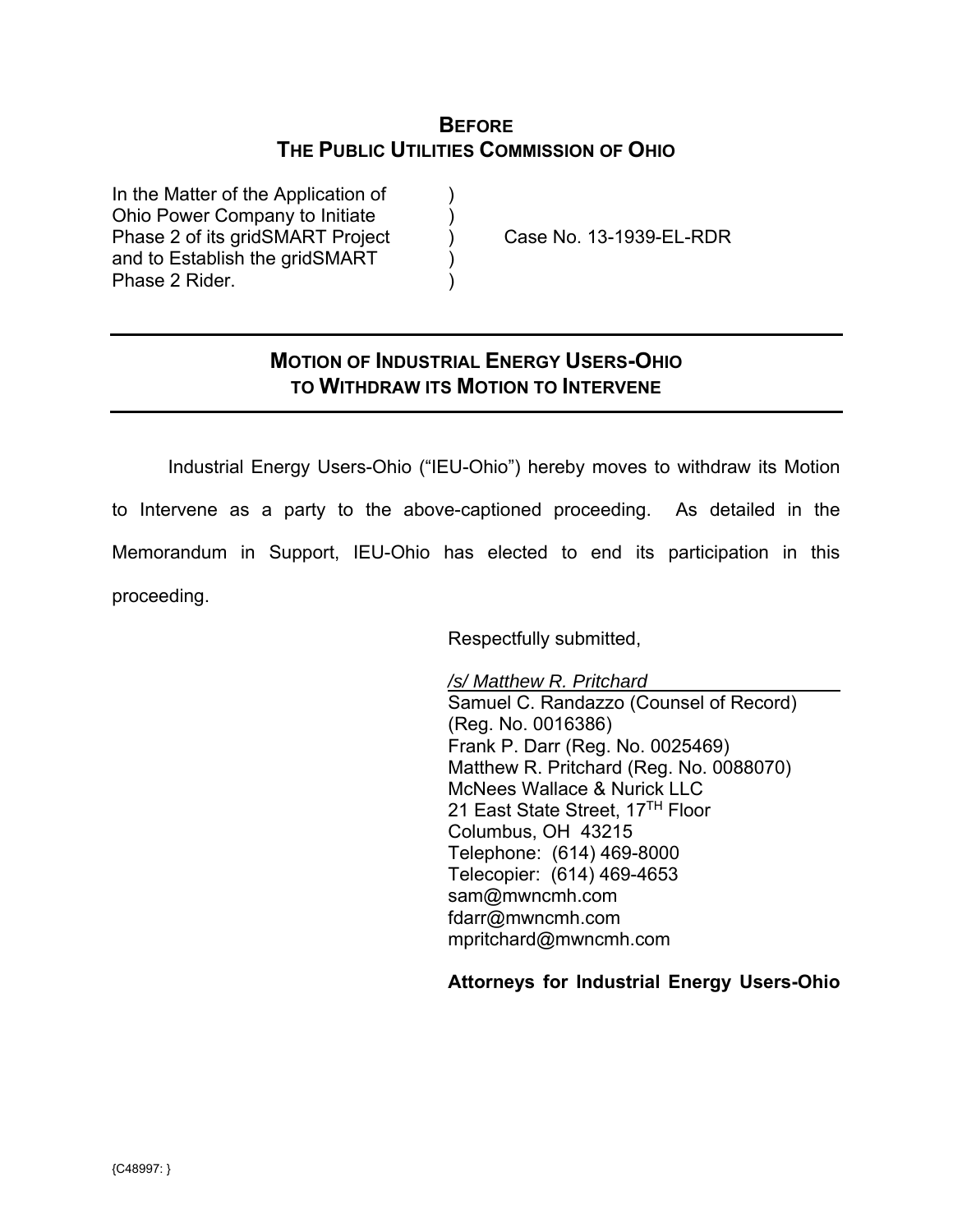# BEFORE THE PUBLIC UTILITIES COMMISSION OF OHIO

| | | |
|---|---|---|
| In the Matter of the Application of Ohio Power Company to Initiate Phase 2 of its gridSMART Project and to Establish the gridSMART Phase 2 Rider. | ) | Case No. 13-1939-EL-RDR |

---

## MOTION OF INDUSTRIAL ENERGY USERS-OHIO TO WITHDRAW ITS MOTION TO INTERVENE

---

Industrial Energy Users-Ohio ("IEU-Ohio") hereby moves to withdraw its Motion to Intervene as a party to the above-captioned proceeding. As detailed in the Memorandum in Support, IEU-Ohio has elected to end its participation in this proceeding.

Respectfully submitted,

*/s/ Matthew R. Pritchard*
Samuel C. Randazzo (Counsel of Record)
(Reg. No. 0016386)
Frank P. Darr (Reg. No. 0025469)
Matthew R. Pritchard (Reg. No. 0088070)
McNees Wallace & Nurick LLC
21 East State Street, 17TH Floor
Columbus, OH 43215
Telephone: (614) 469-8000
Telecopier: (614) 469-4653
sam@mwncmh.com
fdarr@mwncmh.com
mpritchard@mwncmh.com

**Attorneys for Industrial Energy Users-Ohio**

{C48997: }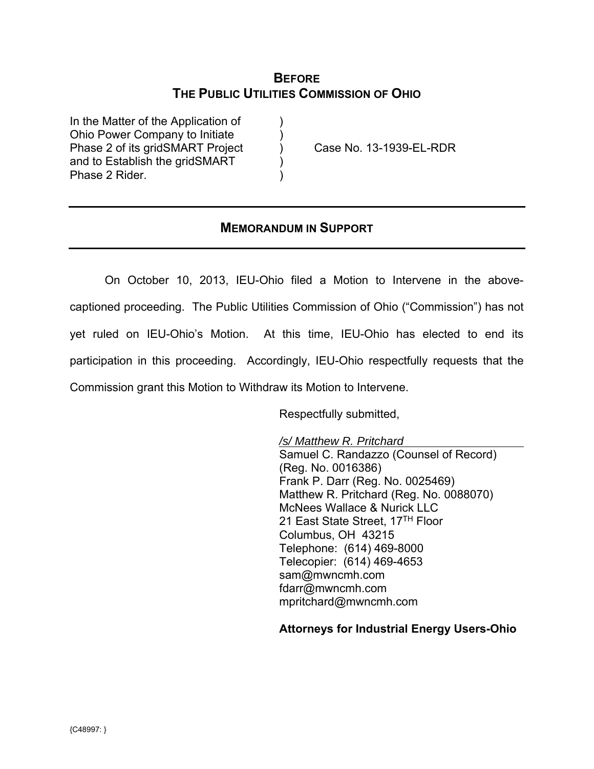# BEFORE THE PUBLIC UTILITIES COMMISSION OF OHIO

| | | |
|---|---|---|
| In the Matter of the Application of Ohio Power Company to Initiate Phase 2 of its gridSMART Project and to Establish the gridSMART Phase 2 Rider. | ) | Case No. 13-1939-EL-RDR |

## MEMORANDUM IN SUPPORT

On October 10, 2013, IEU-Ohio filed a Motion to Intervene in the above-captioned proceeding. The Public Utilities Commission of Ohio ("Commission") has not yet ruled on IEU-Ohio's Motion. At this time, IEU-Ohio has elected to end its participation in this proceeding. Accordingly, IEU-Ohio respectfully requests that the Commission grant this Motion to Withdraw its Motion to Intervene.

Respectfully submitted,

*/s/ Matthew R. Pritchard*
Samuel C. Randazzo (Counsel of Record)
(Reg. No. 0016386)
Frank P. Darr (Reg. No. 0025469)
Matthew R. Pritchard (Reg. No. 0088070)
McNees Wallace & Nurick LLC
21 East State Street, 17TH Floor
Columbus, OH 43215
Telephone: (614) 469-8000
Telecopier: (614) 469-4653
sam@mwncmh.com
fdarr@mwncmh.com
mpritchard@mwncmh.com

**Attorneys for Industrial Energy Users-Ohio**

{C48997: }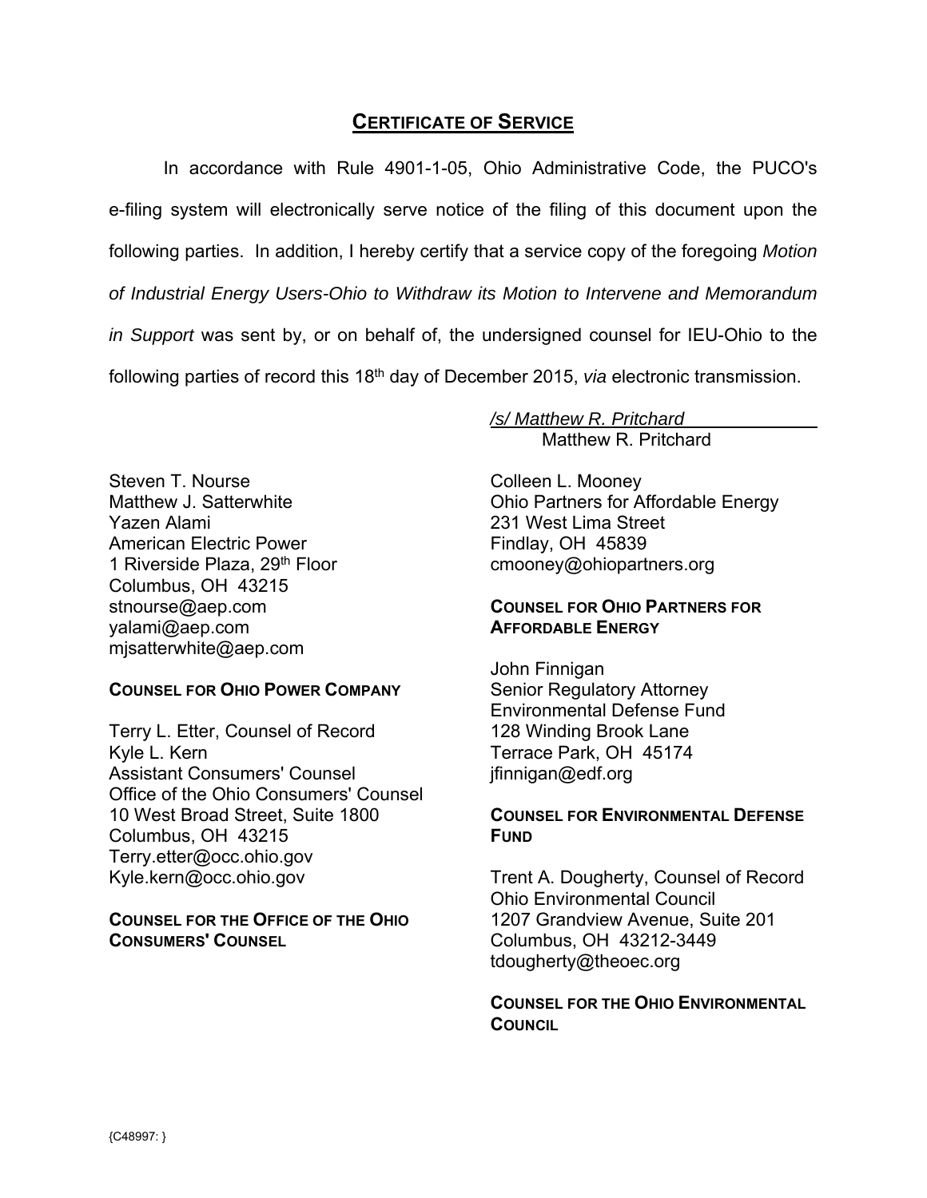## CERTIFICATE OF SERVICE

In accordance with Rule 4901-1-05, Ohio Administrative Code, the PUCO's e-filing system will electronically serve notice of the filing of this document upon the following parties. In addition, I hereby certify that a service copy of the foregoing *Motion of Industrial Energy Users-Ohio to Withdraw its Motion to Intervene and Memorandum in Support* was sent by, or on behalf of, the undersigned counsel for IEU-Ohio to the following parties of record this 18th day of December 2015, *via* electronic transmission.

*/s/ Matthew R. Pritchard*
Matthew R. Pritchard

Steven T. Nourse
Matthew J. Satterwhite
Yazen Alami
American Electric Power
1 Riverside Plaza, 29th Floor
Columbus, OH 43215
stnourse@aep.com
yalami@aep.com
mjsatterwhite@aep.com

**COUNSEL FOR OHIO POWER COMPANY**

Terry L. Etter, Counsel of Record
Kyle L. Kern
Assistant Consumers' Counsel
Office of the Ohio Consumers' Counsel
10 West Broad Street, Suite 1800
Columbus, OH 43215
Terry.etter@occ.ohio.gov
Kyle.kern@occ.ohio.gov

**COUNSEL FOR THE OFFICE OF THE OHIO CONSUMERS' COUNSEL**

Colleen L. Mooney
Ohio Partners for Affordable Energy
231 West Lima Street
Findlay, OH 45839
cmooney@ohiopartners.org

**COUNSEL FOR OHIO PARTNERS FOR AFFORDABLE ENERGY**

John Finnigan
Senior Regulatory Attorney
Environmental Defense Fund
128 Winding Brook Lane
Terrace Park, OH 45174
jfinnigan@edf.org

**COUNSEL FOR ENVIRONMENTAL DEFENSE FUND**

Trent A. Dougherty, Counsel of Record
Ohio Environmental Council
1207 Grandview Avenue, Suite 201
Columbus, OH 43212-3449
tdougherty@theoec.org

**COUNSEL FOR THE OHIO ENVIRONMENTAL COUNCIL**

{C48997: }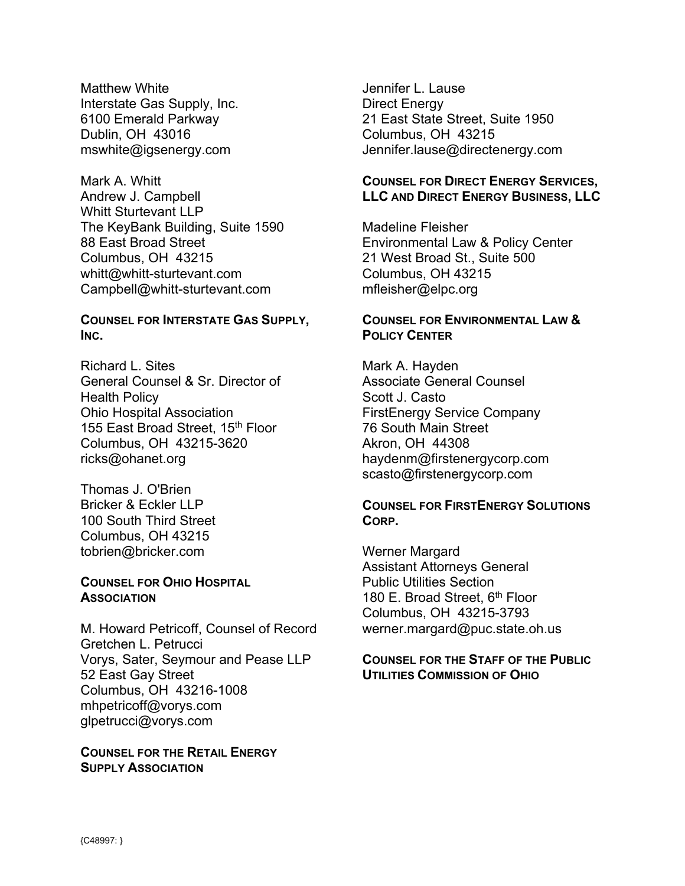Matthew White
Interstate Gas Supply, Inc.
6100 Emerald Parkway
Dublin, OH 43016
mswhite@igsenergy.com

Mark A. Whitt
Andrew J. Campbell
Whitt Sturtevant LLP
The KeyBank Building, Suite 1590
88 East Broad Street
Columbus, OH 43215
whitt@whitt-sturtevant.com
Campbell@whitt-sturtevant.com

**COUNSEL FOR INTERSTATE GAS SUPPLY, INC.**

Richard L. Sites
General Counsel & Sr. Director of Health Policy
Ohio Hospital Association
155 East Broad Street, 15th Floor
Columbus, OH 43215-3620
ricks@ohanet.org

Thomas J. O'Brien
Bricker & Eckler LLP
100 South Third Street
Columbus, OH 43215
tobrien@bricker.com

**COUNSEL FOR OHIO HOSPITAL ASSOCIATION**

M. Howard Petricoff, Counsel of Record
Gretchen L. Petrucci
Vorys, Sater, Seymour and Pease LLP
52 East Gay Street
Columbus, OH 43216-1008
mhpetricoff@vorys.com
glpetrucci@vorys.com

**COUNSEL FOR THE RETAIL ENERGY SUPPLY ASSOCIATION**

Jennifer L. Lause
Direct Energy
21 East State Street, Suite 1950
Columbus, OH 43215
Jennifer.lause@directenergy.com

**COUNSEL FOR DIRECT ENERGY SERVICES, LLC AND DIRECT ENERGY BUSINESS, LLC**

Madeline Fleisher
Environmental Law & Policy Center
21 West Broad St., Suite 500
Columbus, OH 43215
mfleisher@elpc.org

**COUNSEL FOR ENVIRONMENTAL LAW & POLICY CENTER**

Mark A. Hayden
Associate General Counsel
Scott J. Casto
FirstEnergy Service Company
76 South Main Street
Akron, OH 44308
haydenm@firstenergycorp.com
scasto@firstenergycorp.com

**COUNSEL FOR FIRSTENERGY SOLUTIONS CORP.**

Werner Margard
Assistant Attorneys General
Public Utilities Section
180 E. Broad Street, 6th Floor
Columbus, OH 43215-3793
werner.margard@puc.state.oh.us

**COUNSEL FOR THE STAFF OF THE PUBLIC UTILITIES COMMISSION OF OHIO**

{C48997: }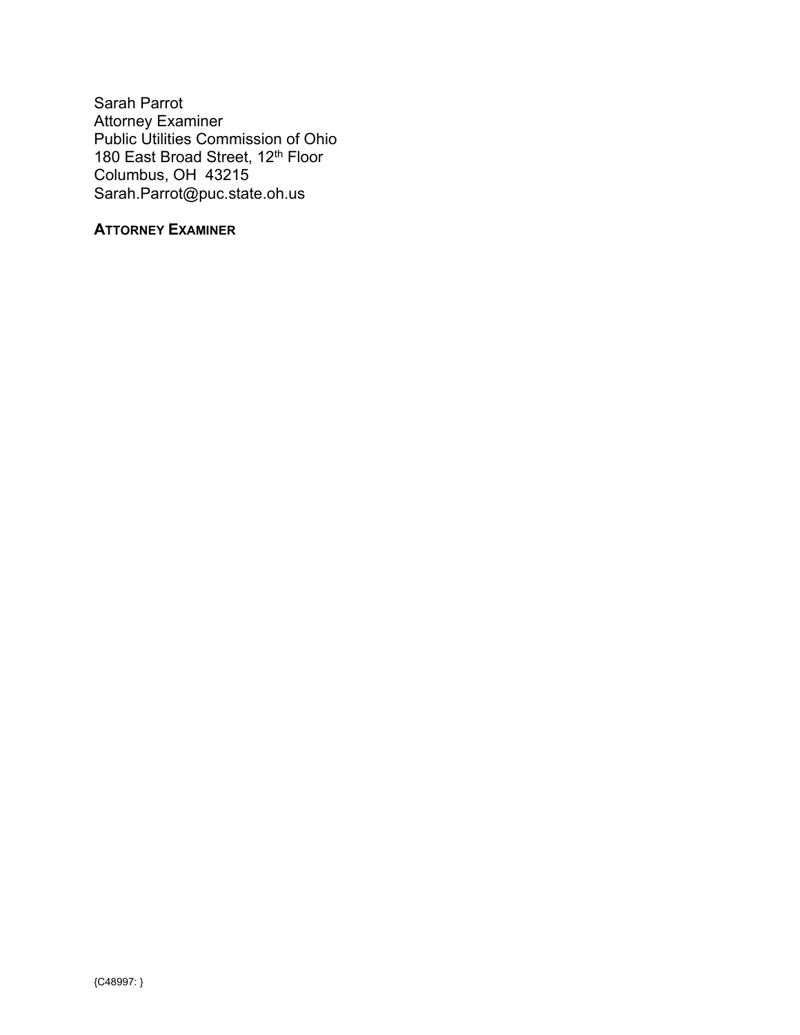Sarah Parrot
Attorney Examiner
Public Utilities Commission of Ohio
180 East Broad Street, 12th Floor
Columbus, OH 43215
Sarah.Parrot@puc.state.oh.us

**ATTORNEY EXAMINER**

{C48997: }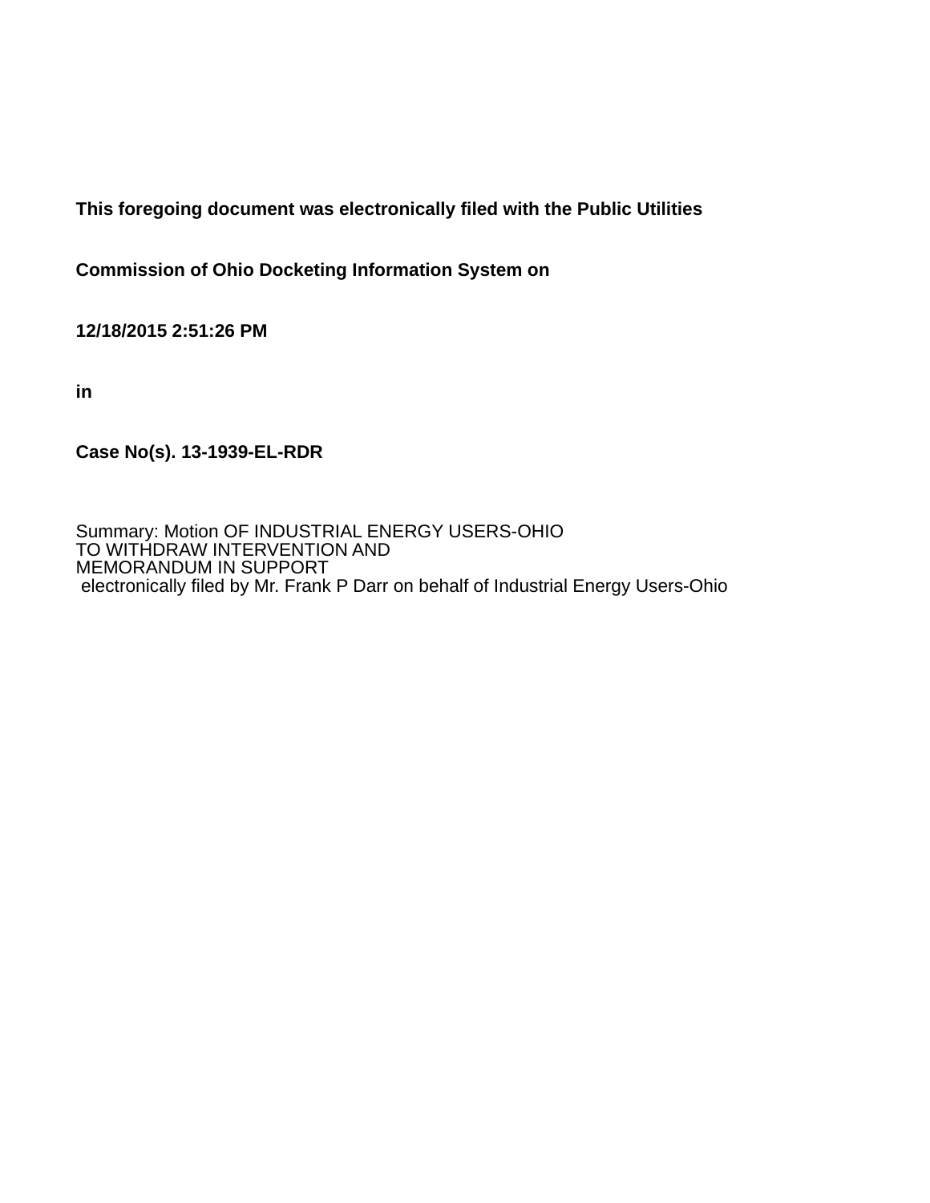**This foregoing document was electronically filed with the Public Utilities**

**Commission of Ohio Docketing Information System on**

**12/18/2015 2:51:26 PM**

**in**

**Case No(s). 13-1939-EL-RDR**

Summary: Motion OF INDUSTRIAL ENERGY USERS-OHIO
TO WITHDRAW INTERVENTION AND
MEMORANDUM IN SUPPORT
electronically filed by Mr. Frank P Darr on behalf of Industrial Energy Users-Ohio